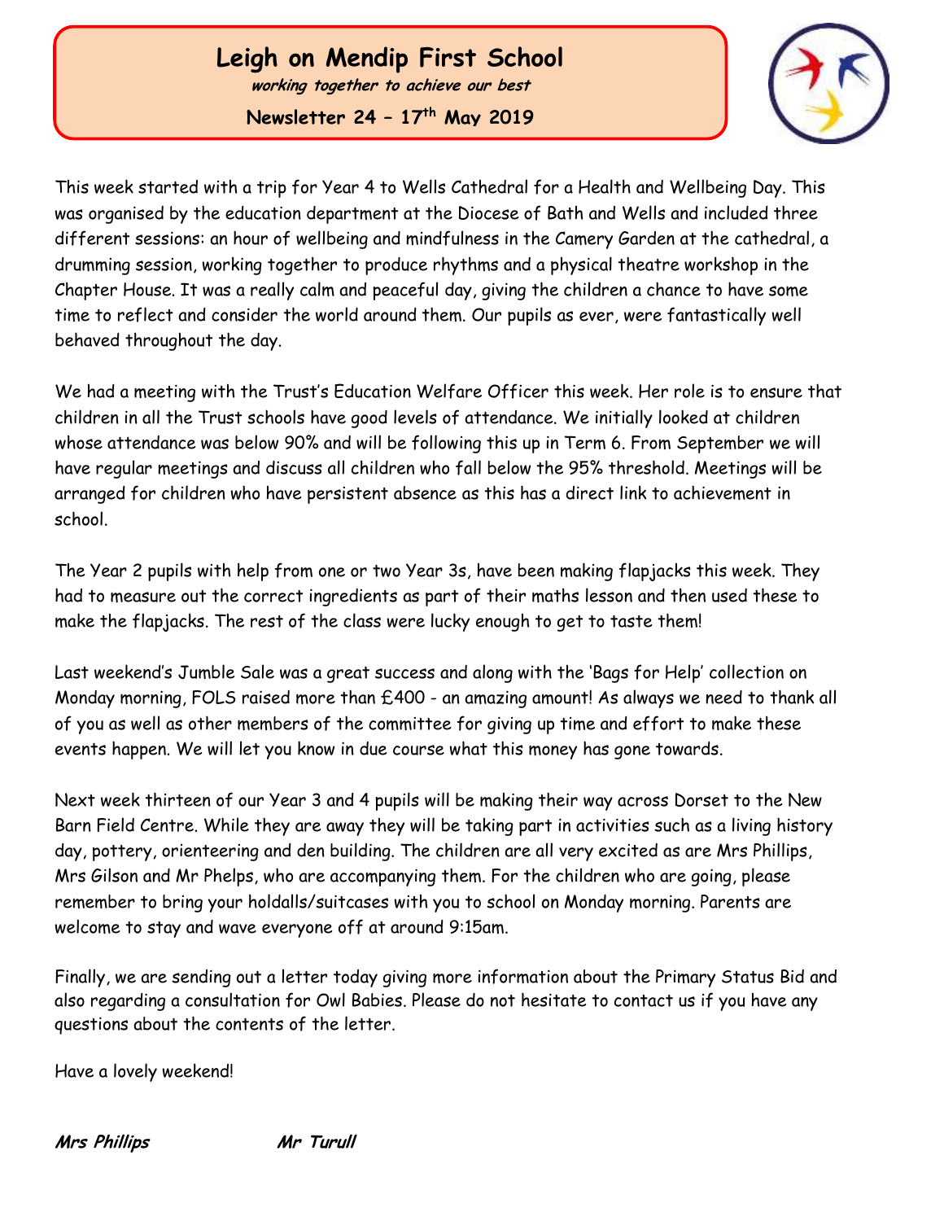# Leigh on Mendip First School

***working together to achieve our best***

**Newsletter 24 – 17th May 2019**

This week started with a trip for Year 4 to Wells Cathedral for a Health and Wellbeing Day. This was organised by the education department at the Diocese of Bath and Wells and included three different sessions: an hour of wellbeing and mindfulness in the Camery Garden at the cathedral, a drumming session, working together to produce rhythms and a physical theatre workshop in the Chapter House. It was a really calm and peaceful day, giving the children a chance to have some time to reflect and consider the world around them. Our pupils as ever, were fantastically well behaved throughout the day.

We had a meeting with the Trust's Education Welfare Officer this week. Her role is to ensure that children in all the Trust schools have good levels of attendance. We initially looked at children whose attendance was below 90% and will be following this up in Term 6. From September we will have regular meetings and discuss all children who fall below the 95% threshold. Meetings will be arranged for children who have persistent absence as this has a direct link to achievement in school.

The Year 2 pupils with help from one or two Year 3s, have been making flapjacks this week. They had to measure out the correct ingredients as part of their maths lesson and then used these to make the flapjacks. The rest of the class were lucky enough to get to taste them!

Last weekend's Jumble Sale was a great success and along with the 'Bags for Help' collection on Monday morning, FOLS raised more than £400 - an amazing amount! As always we need to thank all of you as well as other members of the committee for giving up time and effort to make these events happen. We will let you know in due course what this money has gone towards.

Next week thirteen of our Year 3 and 4 pupils will be making their way across Dorset to the New Barn Field Centre. While they are away they will be taking part in activities such as a living history day, pottery, orienteering and den building. The children are all very excited as are Mrs Phillips, Mrs Gilson and Mr Phelps, who are accompanying them. For the children who are going, please remember to bring your holdalls/suitcases with you to school on Monday morning. Parents are welcome to stay and wave everyone off at around 9:15am.

Finally, we are sending out a letter today giving more information about the Primary Status Bid and also regarding a consultation for Owl Babies. Please do not hesitate to contact us if you have any questions about the contents of the letter.

Have a lovely weekend!

***Mrs Phillips*** ***Mr Turull***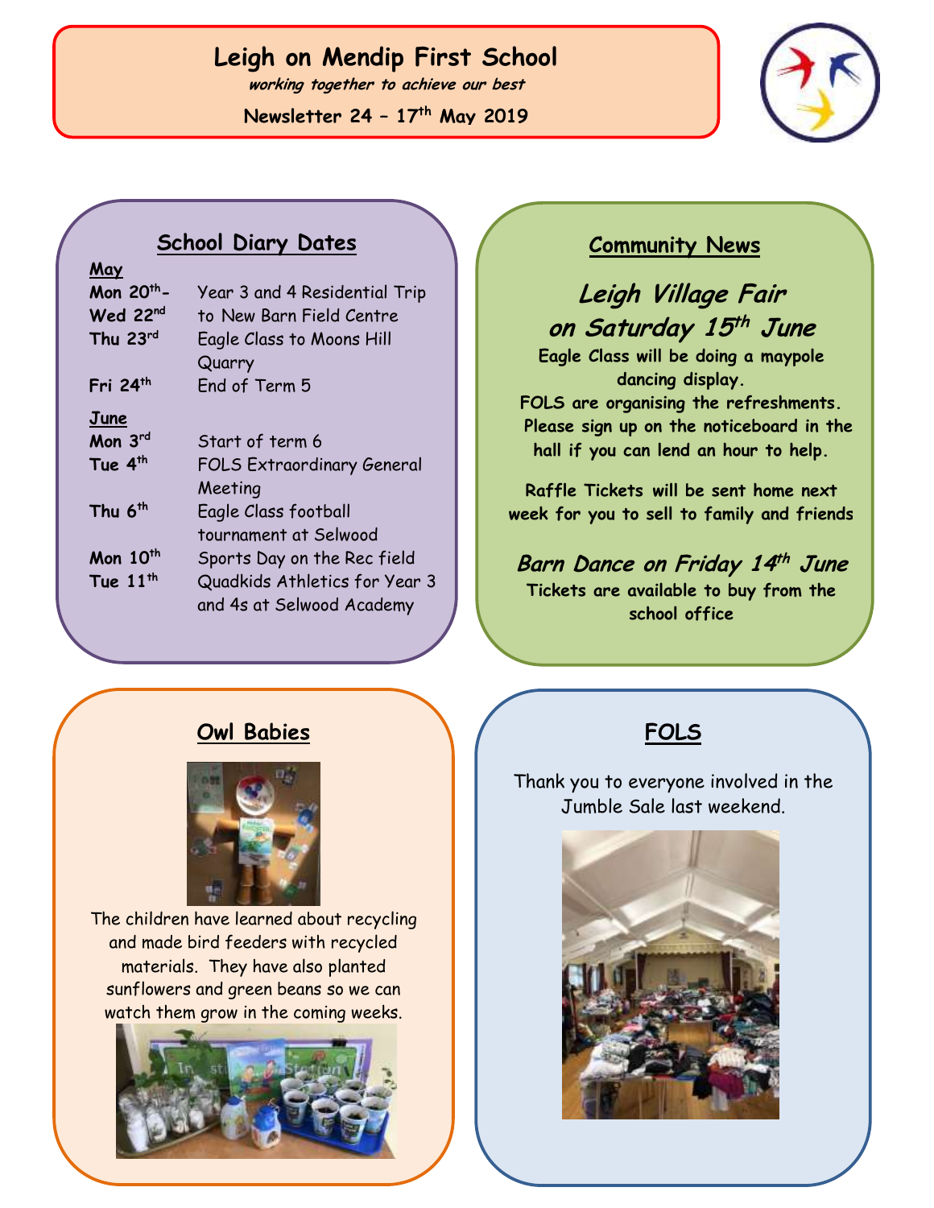# Leigh on Mendip First School

***working together to achieve our best***

**Newsletter 24 – 17th May 2019**

## School Diary Dates

**May**

| | |
|---|---|
| **Mon 20th- Wed 22nd** | Year 3 and 4 Residential Trip to New Barn Field Centre |
| **Thu 23rd** | Eagle Class to Moons Hill Quarry |
| **Fri 24th** | End of Term 5 |

**June**

| | |
|---|---|
| **Mon 3rd** | Start of term 6 |
| **Tue 4th** | FOLS Extraordinary General Meeting |
| **Thu 6th** | Eagle Class football tournament at Selwood |
| **Mon 10th** | Sports Day on the Rec field |
| **Tue 11th** | Quadkids Athletics for Year 3 and 4s at Selwood Academy |

## Community News

### *Leigh Village Fair on Saturday 15th June*

**Eagle Class will be doing a maypole dancing display.**

**FOLS are organising the refreshments. Please sign up on the noticeboard in the hall if you can lend an hour to help.**

**Raffle Tickets will be sent home next week for you to sell to family and friends**

### *Barn Dance on Friday 14th June*

**Tickets are available to buy from the school office**

## Owl Babies

The children have learned about recycling and made bird feeders with recycled materials. They have also planted sunflowers and green beans so we can watch them grow in the coming weeks.

## FOLS

Thank you to everyone involved in the Jumble Sale last weekend.